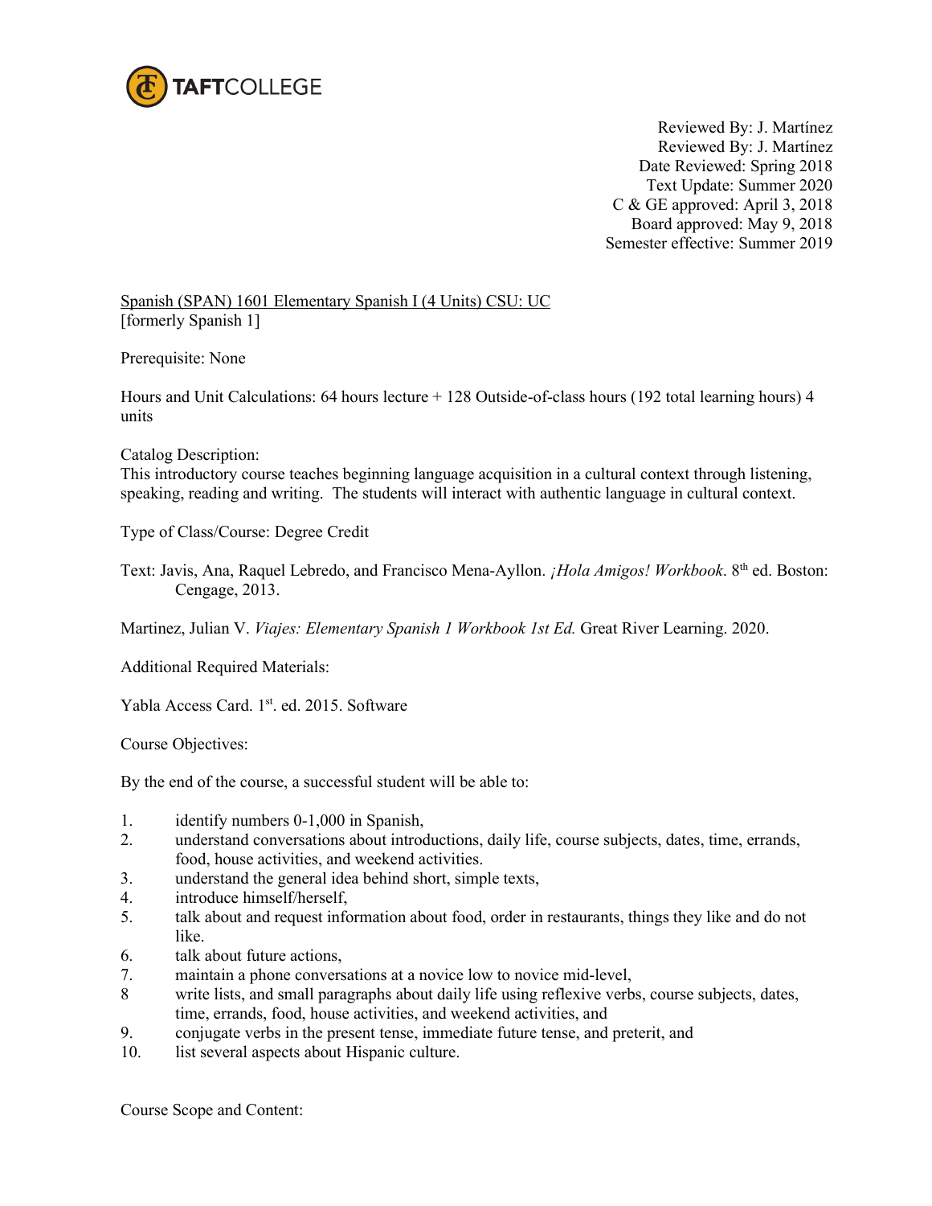TAFTCOLLEGE

Reviewed By: J. Martínez
Reviewed By: J. Martínez
Date Reviewed: Spring 2018
Text Update: Summer 2020
C & GE approved: April 3, 2018
Board approved: May 9, 2018
Semester effective: Summer 2019

Spanish (SPAN) 1601 Elementary Spanish I (4 Units) CSU: UC
[formerly Spanish 1]

Prerequisite: None

Hours and Unit Calculations: 64 hours lecture + 128 Outside-of-class hours (192 total learning hours) 4 units

Catalog Description:
This introductory course teaches beginning language acquisition in a cultural context through listening, speaking, reading and writing. The students will interact with authentic language in cultural context.

Type of Class/Course: Degree Credit

Text: Javis, Ana, Raquel Lebredo, and Francisco Mena-Ayllon. *¡Hola Amigos! Workbook*. 8th ed. Boston: Cengage, 2013.

Martinez, Julian V. *Viajes: Elementary Spanish 1 Workbook 1st Ed.* Great River Learning. 2020.

Additional Required Materials:

Yabla Access Card. 1st. ed. 2015. Software

Course Objectives:

By the end of the course, a successful student will be able to:

1. identify numbers 0-1,000 in Spanish,
2. understand conversations about introductions, daily life, course subjects, dates, time, errands, food, house activities, and weekend activities.
3. understand the general idea behind short, simple texts,
4. introduce himself/herself,
5. talk about and request information about food, order in restaurants, things they like and do not like.
6. talk about future actions,
7. maintain a phone conversations at a novice low to novice mid-level,
8. write lists, and small paragraphs about daily life using reflexive verbs, course subjects, dates, time, errands, food, house activities, and weekend activities, and
9. conjugate verbs in the present tense, immediate future tense, and preterit, and
10. list several aspects about Hispanic culture.

Course Scope and Content: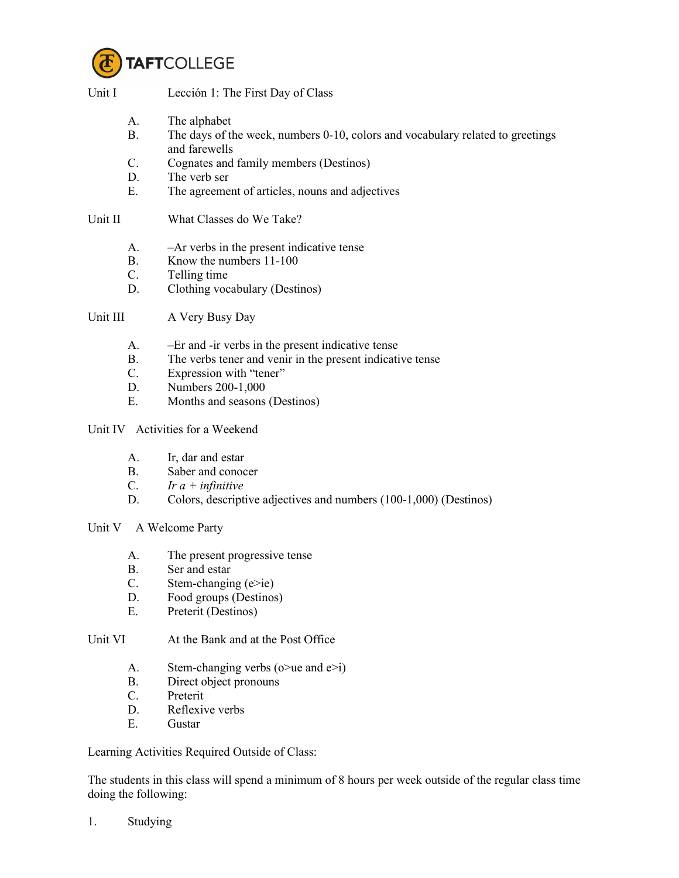Unit I Lección 1: The First Day of Class

A. The alphabet
B. The days of the week, numbers 0-10, colors and vocabulary related to greetings and farewells
C. Cognates and family members (Destinos)
D. The verb ser
E. The agreement of articles, nouns and adjectives

Unit II What Classes do We Take?

A. –Ar verbs in the present indicative tense
B. Know the numbers 11-100
C. Telling time
D. Clothing vocabulary (Destinos)

Unit III A Very Busy Day

A. –Er and -ir verbs in the present indicative tense
B. The verbs tener and venir in the present indicative tense
C. Expression with “tener”
D. Numbers 200-1,000
E. Months and seasons (Destinos)

Unit IV Activities for a Weekend

A. Ir, dar and estar
B. Saber and conocer
C. *Ir a + infinitive*
D. Colors, descriptive adjectives and numbers (100-1,000) (Destinos)

Unit V A Welcome Party

A. The present progressive tense
B. Ser and estar
C. Stem-changing (e>ie)
D. Food groups (Destinos)
E. Preterit (Destinos)

Unit VI At the Bank and at the Post Office

A. Stem-changing verbs (o>ue and e>i)
B. Direct object pronouns
C. Preterit
D. Reflexive verbs
E. Gustar

Learning Activities Required Outside of Class:

The students in this class will spend a minimum of 8 hours per week outside of the regular class time doing the following:

1. Studying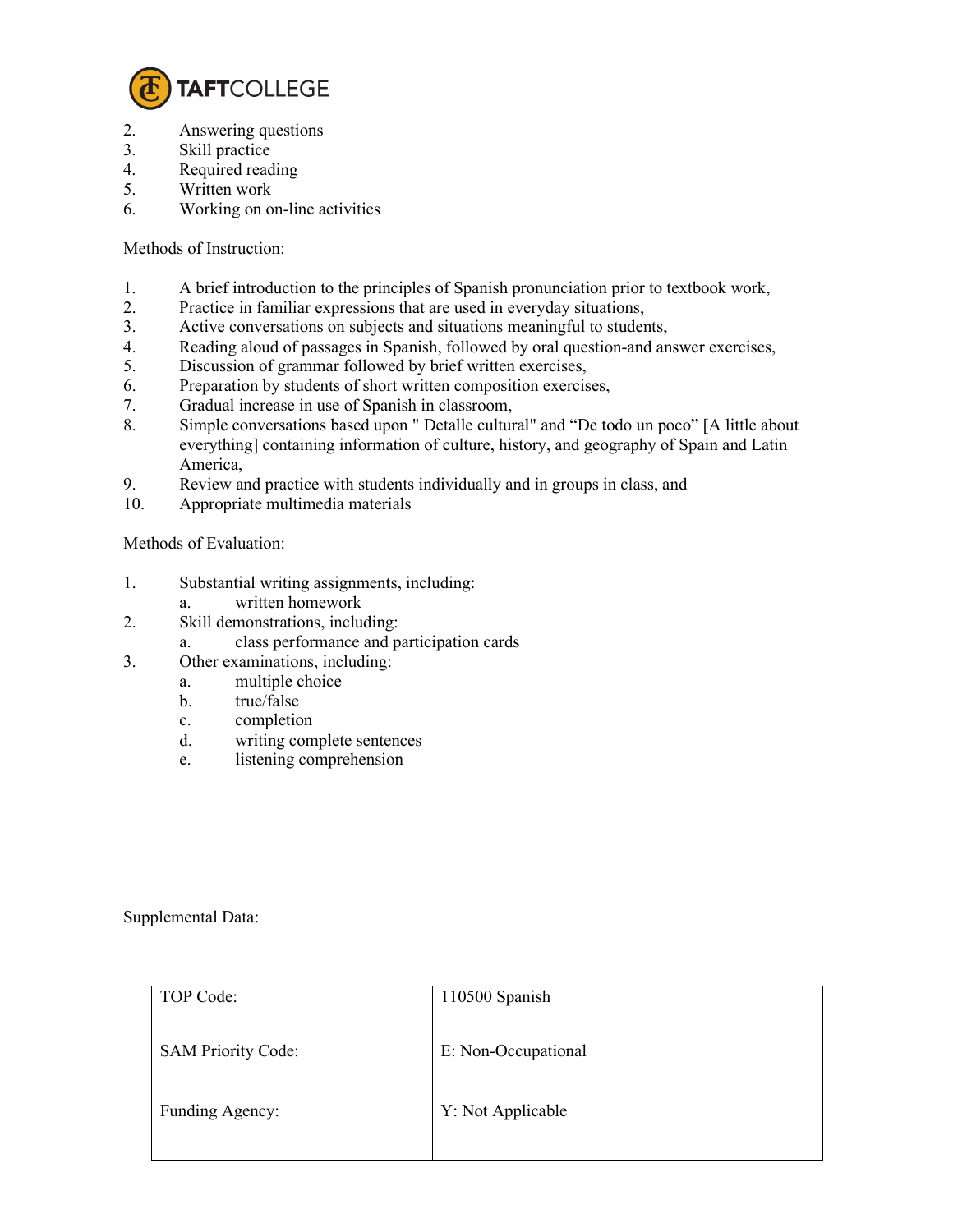2. Answering questions
3. Skill practice
4. Required reading
5. Written work
6. Working on on-line activities

Methods of Instruction:

1. A brief introduction to the principles of Spanish pronunciation prior to textbook work,
2. Practice in familiar expressions that are used in everyday situations,
3. Active conversations on subjects and situations meaningful to students,
4. Reading aloud of passages in Spanish, followed by oral question-and answer exercises,
5. Discussion of grammar followed by brief written exercises,
6. Preparation by students of short written composition exercises,
7. Gradual increase in use of Spanish in classroom,
8. Simple conversations based upon " Detalle cultural" and "De todo un poco" [A little about everything] containing information of culture, history, and geography of Spain and Latin America,
9. Review and practice with students individually and in groups in class, and
10. Appropriate multimedia materials

Methods of Evaluation:

1. Substantial writing assignments, including:
   a. written homework
2. Skill demonstrations, including:
   a. class performance and participation cards
3. Other examinations, including:
   a. multiple choice
   b. true/false
   c. completion
   d. writing complete sentences
   e. listening comprehension

Supplemental Data:

| TOP Code: | 110500 Spanish |
|---|---|
| SAM Priority Code: | E: Non-Occupational |
| Funding Agency: | Y: Not Applicable |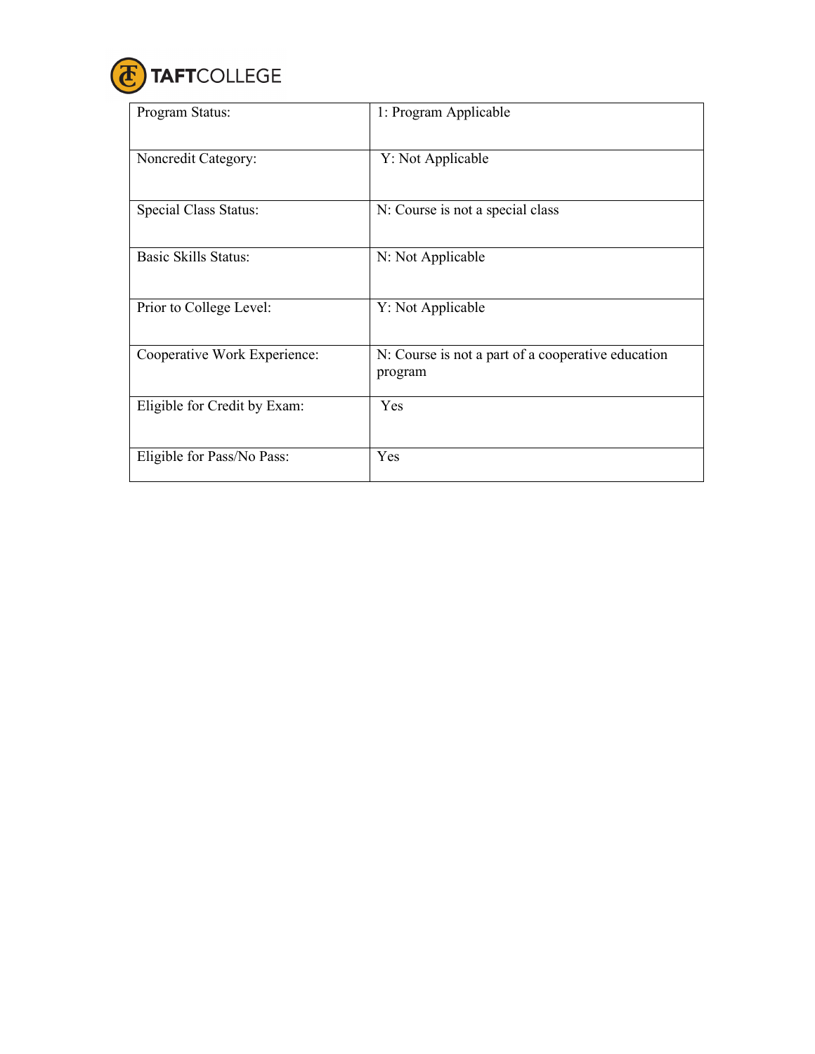| | |
|---|---|
| Program Status: | 1: Program Applicable |
| Noncredit Category: | Y: Not Applicable |
| Special Class Status: | N: Course is not a special class |
| Basic Skills Status: | N: Not Applicable |
| Prior to College Level: | Y: Not Applicable |
| Cooperative Work Experience: | N: Course is not a part of a cooperative education program |
| Eligible for Credit by Exam: | Yes |
| Eligible for Pass/No Pass: | Yes |